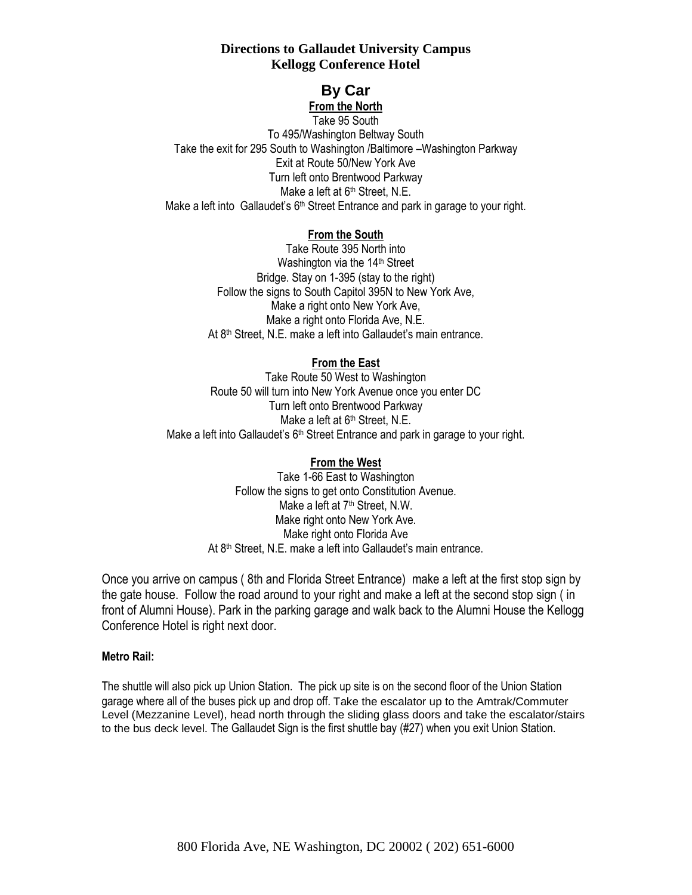# Directions to Gallaudet University Campus
# Kellogg Conference Hotel

## By Car

**From the North**

Take 95 South
To 495/Washington Beltway South
Take the exit for 295 South to Washington /Baltimore –Washington Parkway
Exit at Route 50/New York Ave
Turn left onto Brentwood Parkway
Make a left at 6th Street, N.E.
Make a left into Gallaudet's 6th Street Entrance and park in garage to your right.

**From the South**

Take Route 395 North into
Washington via the 14th Street
Bridge. Stay on 1-395 (stay to the right)
Follow the signs to South Capitol 395N to New York Ave,
Make a right onto New York Ave,
Make a right onto Florida Ave, N.E.
At 8th Street, N.E. make a left into Gallaudet's main entrance.

**From the East**

Take Route 50 West to Washington
Route 50 will turn into New York Avenue once you enter DC
Turn left onto Brentwood Parkway
Make a left at 6th Street, N.E.
Make a left into Gallaudet's 6th Street Entrance and park in garage to your right.

**From the West**

Take 1-66 East to Washington
Follow the signs to get onto Constitution Avenue.
Make a left at 7th Street, N.W.
Make right onto New York Ave.
Make right onto Florida Ave
At 8th Street, N.E. make a left into Gallaudet's main entrance.

Once you arrive on campus ( 8th and Florida Street Entrance) make a left at the first stop sign by the gate house. Follow the road around to your right and make a left at the second stop sign ( in front of Alumni House). Park in the parking garage and walk back to the Alumni House the Kellogg Conference Hotel is right next door.

**Metro Rail:**

The shuttle will also pick up Union Station. The pick up site is on the second floor of the Union Station garage where all of the buses pick up and drop off. Take the escalator up to the Amtrak/Commuter Level (Mezzanine Level), head north through the sliding glass doors and take the escalator/stairs to the bus deck level. The Gallaudet Sign is the first shuttle bay (#27) when you exit Union Station.

800 Florida Ave, NE Washington, DC 20002 ( 202) 651-6000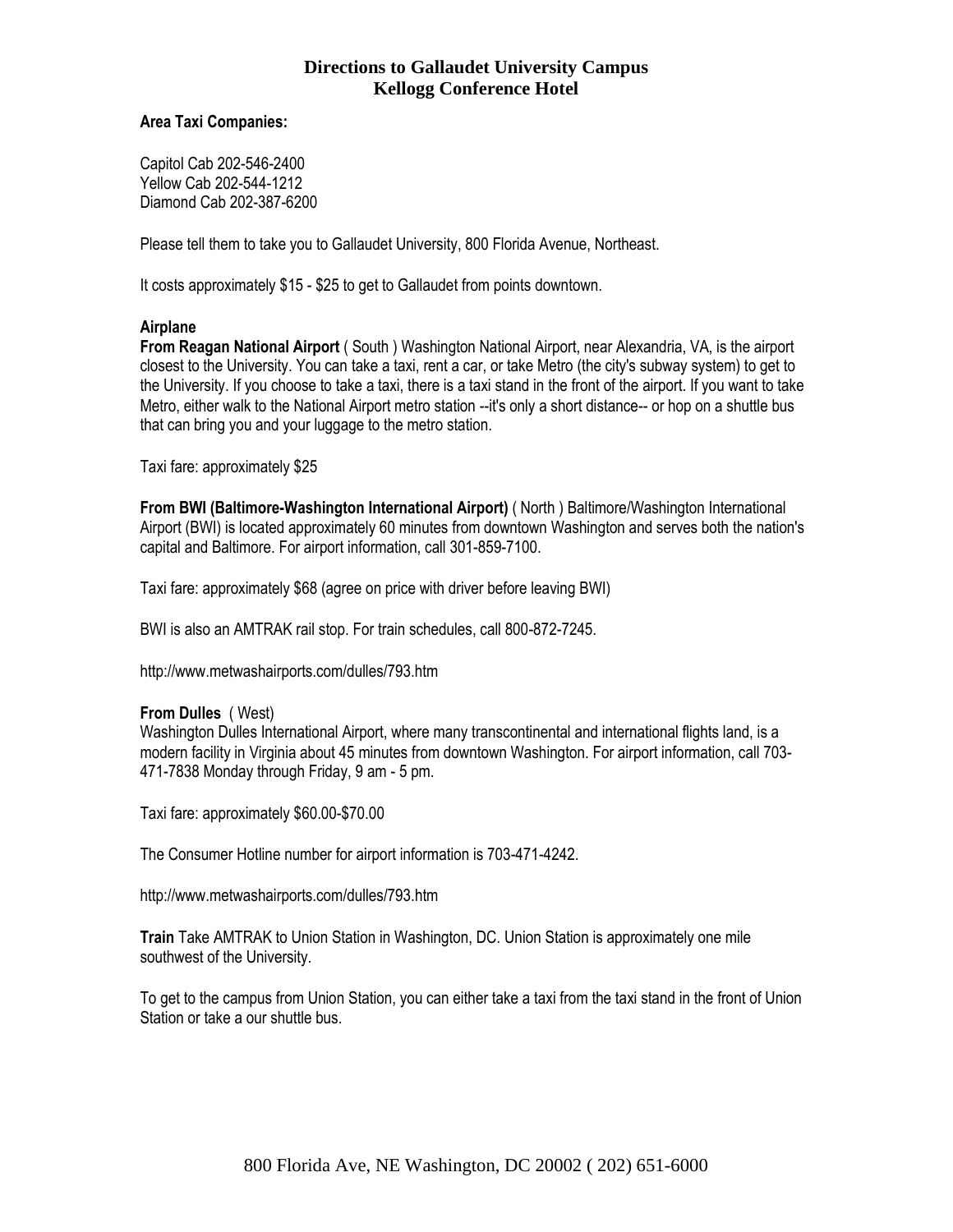# Directions to Gallaudet University Campus
# Kellogg Conference Hotel

**Area Taxi Companies:**

Capitol Cab 202-546-2400
Yellow Cab 202-544-1212
Diamond Cab 202-387-6200

Please tell them to take you to Gallaudet University, 800 Florida Avenue, Northeast.

It costs approximately $15 - $25 to get to Gallaudet from points downtown.

**Airplane**
**From Reagan National Airport** ( South ) Washington National Airport, near Alexandria, VA, is the airport closest to the University. You can take a taxi, rent a car, or take Metro (the city's subway system) to get to the University. If you choose to take a taxi, there is a taxi stand in the front of the airport. If you want to take Metro, either walk to the National Airport metro station --it's only a short distance-- or hop on a shuttle bus that can bring you and your luggage to the metro station.

Taxi fare: approximately $25

**From BWI (Baltimore-Washington International Airport)** ( North ) Baltimore/Washington International Airport (BWI) is located approximately 60 minutes from downtown Washington and serves both the nation's capital and Baltimore. For airport information, call 301-859-7100.

Taxi fare: approximately $68 (agree on price with driver before leaving BWI)

BWI is also an AMTRAK rail stop. For train schedules, call 800-872-7245.

http://www.metwashairports.com/dulles/793.htm

**From Dulles** ( West)
Washington Dulles International Airport, where many transcontinental and international flights land, is a modern facility in Virginia about 45 minutes from downtown Washington. For airport information, call 703-471-7838 Monday through Friday, 9 am - 5 pm.

Taxi fare: approximately $60.00-$70.00

The Consumer Hotline number for airport information is 703-471-4242.

http://www.metwashairports.com/dulles/793.htm

**Train** Take AMTRAK to Union Station in Washington, DC. Union Station is approximately one mile southwest of the University.

To get to the campus from Union Station, you can either take a taxi from the taxi stand in the front of Union Station or take a our shuttle bus.

800 Florida Ave, NE Washington, DC 20002 ( 202) 651-6000